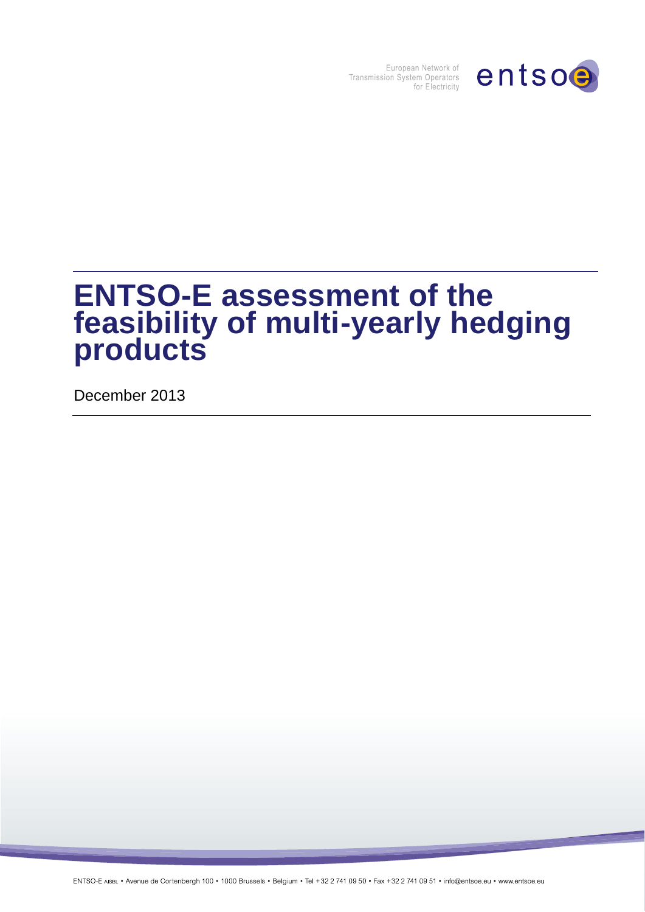European Network of
Transmission System Operators
for Electricity

# ENTSO-E assessment of the feasibility of multi-yearly hedging products

December 2013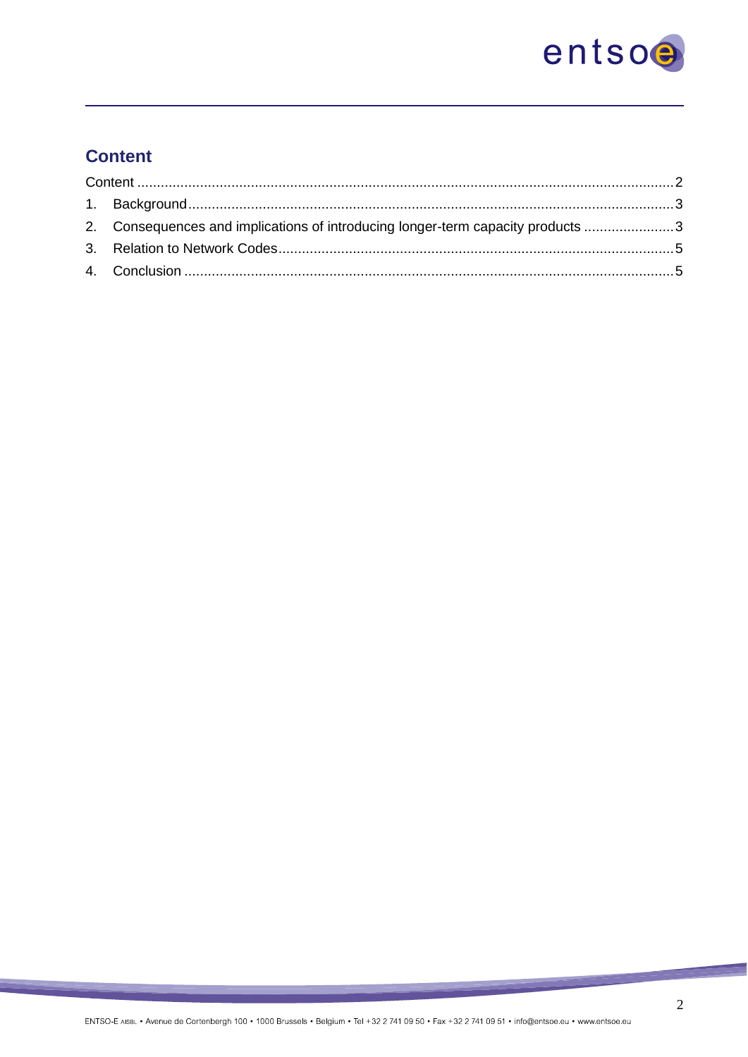## Content

Content .......................................................................................................................................2

1. Background..........................................................................................................................3

2. Consequences and implications of introducing longer-term capacity products .......................3

3. Relation to Network Codes....................................................................................................5

4. Conclusion ............................................................................................................................5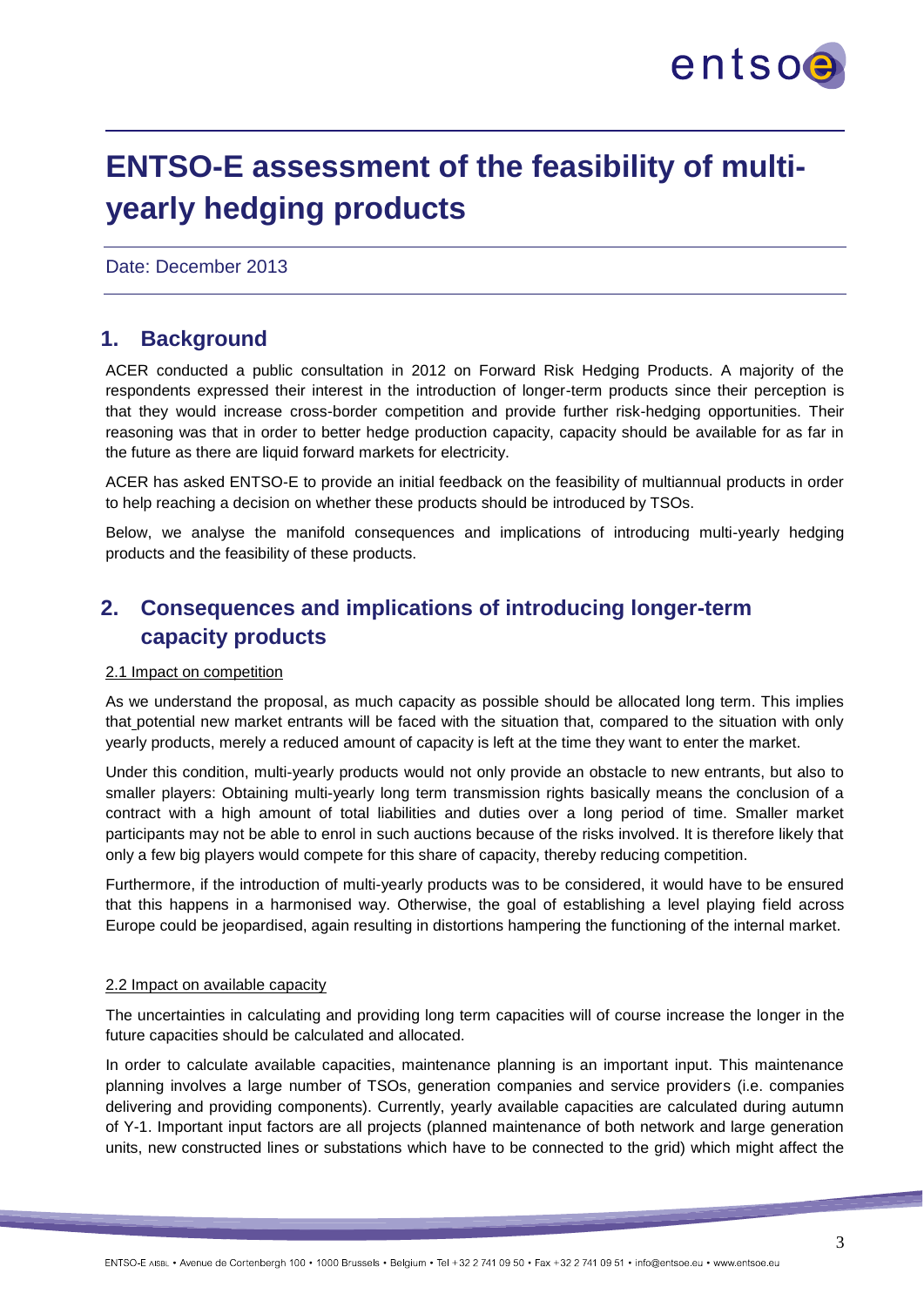# ENTSO-E assessment of the feasibility of multi-yearly hedging products

Date: December 2013

## 1. Background

ACER conducted a public consultation in 2012 on Forward Risk Hedging Products. A majority of the respondents expressed their interest in the introduction of longer-term products since their perception is that they would increase cross-border competition and provide further risk-hedging opportunities. Their reasoning was that in order to better hedge production capacity, capacity should be available for as far in the future as there are liquid forward markets for electricity.

ACER has asked ENTSO-E to provide an initial feedback on the feasibility of multiannual products in order to help reaching a decision on whether these products should be introduced by TSOs.

Below, we analyse the manifold consequences and implications of introducing multi-yearly hedging products and the feasibility of these products.

## 2. Consequences and implications of introducing longer-term capacity products

2.1 Impact on competition

As we understand the proposal, as much capacity as possible should be allocated long term. This implies that potential new market entrants will be faced with the situation that, compared to the situation with only yearly products, merely a reduced amount of capacity is left at the time they want to enter the market.

Under this condition, multi-yearly products would not only provide an obstacle to new entrants, but also to smaller players: Obtaining multi-yearly long term transmission rights basically means the conclusion of a contract with a high amount of total liabilities and duties over a long period of time. Smaller market participants may not be able to enrol in such auctions because of the risks involved. It is therefore likely that only a few big players would compete for this share of capacity, thereby reducing competition.

Furthermore, if the introduction of multi-yearly products was to be considered, it would have to be ensured that this happens in a harmonised way. Otherwise, the goal of establishing a level playing field across Europe could be jeopardised, again resulting in distortions hampering the functioning of the internal market.

2.2 Impact on available capacity

The uncertainties in calculating and providing long term capacities will of course increase the longer in the future capacities should be calculated and allocated.

In order to calculate available capacities, maintenance planning is an important input. This maintenance planning involves a large number of TSOs, generation companies and service providers (i.e. companies delivering and providing components). Currently, yearly available capacities are calculated during autumn of Y-1. Important input factors are all projects (planned maintenance of both network and large generation units, new constructed lines or substations which have to be connected to the grid) which might affect the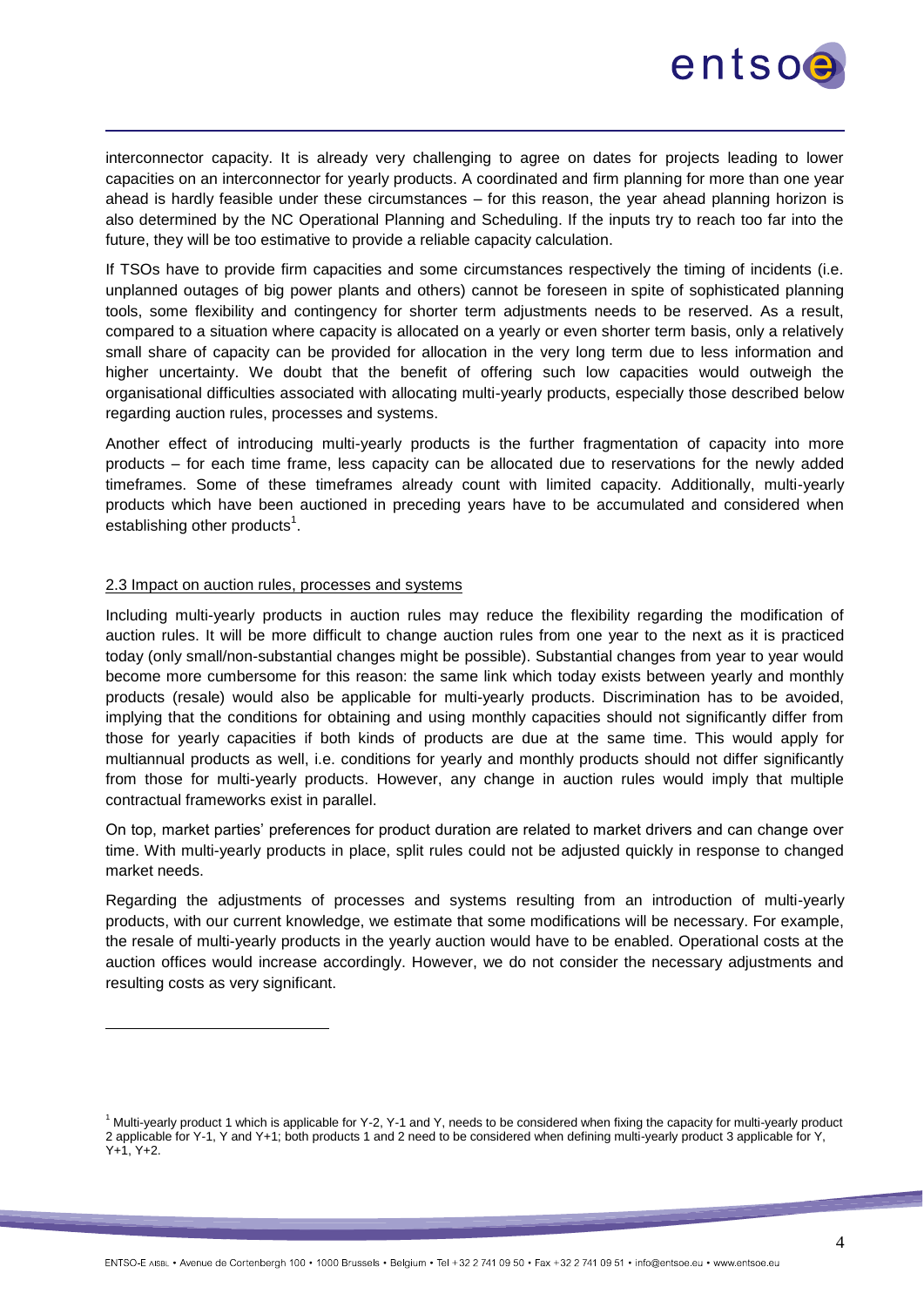interconnector capacity. It is already very challenging to agree on dates for projects leading to lower capacities on an interconnector for yearly products. A coordinated and firm planning for more than one year ahead is hardly feasible under these circumstances – for this reason, the year ahead planning horizon is also determined by the NC Operational Planning and Scheduling. If the inputs try to reach too far into the future, they will be too estimative to provide a reliable capacity calculation.

If TSOs have to provide firm capacities and some circumstances respectively the timing of incidents (i.e. unplanned outages of big power plants and others) cannot be foreseen in spite of sophisticated planning tools, some flexibility and contingency for shorter term adjustments needs to be reserved. As a result, compared to a situation where capacity is allocated on a yearly or even shorter term basis, only a relatively small share of capacity can be provided for allocation in the very long term due to less information and higher uncertainty. We doubt that the benefit of offering such low capacities would outweigh the organisational difficulties associated with allocating multi-yearly products, especially those described below regarding auction rules, processes and systems.

Another effect of introducing multi-yearly products is the further fragmentation of capacity into more products – for each time frame, less capacity can be allocated due to reservations for the newly added timeframes. Some of these timeframes already count with limited capacity. Additionally, multi-yearly products which have been auctioned in preceding years have to be accumulated and considered when establishing other products[1].

## 2.3 Impact on auction rules, processes and systems

Including multi-yearly products in auction rules may reduce the flexibility regarding the modification of auction rules. It will be more difficult to change auction rules from one year to the next as it is practiced today (only small/non-substantial changes might be possible). Substantial changes from year to year would become more cumbersome for this reason: the same link which today exists between yearly and monthly products (resale) would also be applicable for multi-yearly products. Discrimination has to be avoided, implying that the conditions for obtaining and using monthly capacities should not significantly differ from those for yearly capacities if both kinds of products are due at the same time. This would apply for multiannual products as well, i.e. conditions for yearly and monthly products should not differ significantly from those for multi-yearly products. However, any change in auction rules would imply that multiple contractual frameworks exist in parallel.

On top, market parties' preferences for product duration are related to market drivers and can change over time. With multi-yearly products in place, split rules could not be adjusted quickly in response to changed market needs.

Regarding the adjustments of processes and systems resulting from an introduction of multi-yearly products, with our current knowledge, we estimate that some modifications will be necessary. For example, the resale of multi-yearly products in the yearly auction would have to be enabled. Operational costs at the auction offices would increase accordingly. However, we do not consider the necessary adjustments and resulting costs as very significant.

---

[1] Multi-yearly product 1 which is applicable for Y-2, Y-1 and Y, needs to be considered when fixing the capacity for multi-yearly product 2 applicable for Y-1, Y and Y+1; both products 1 and 2 need to be considered when defining multi-yearly product 3 applicable for Y, Y+1, Y+2.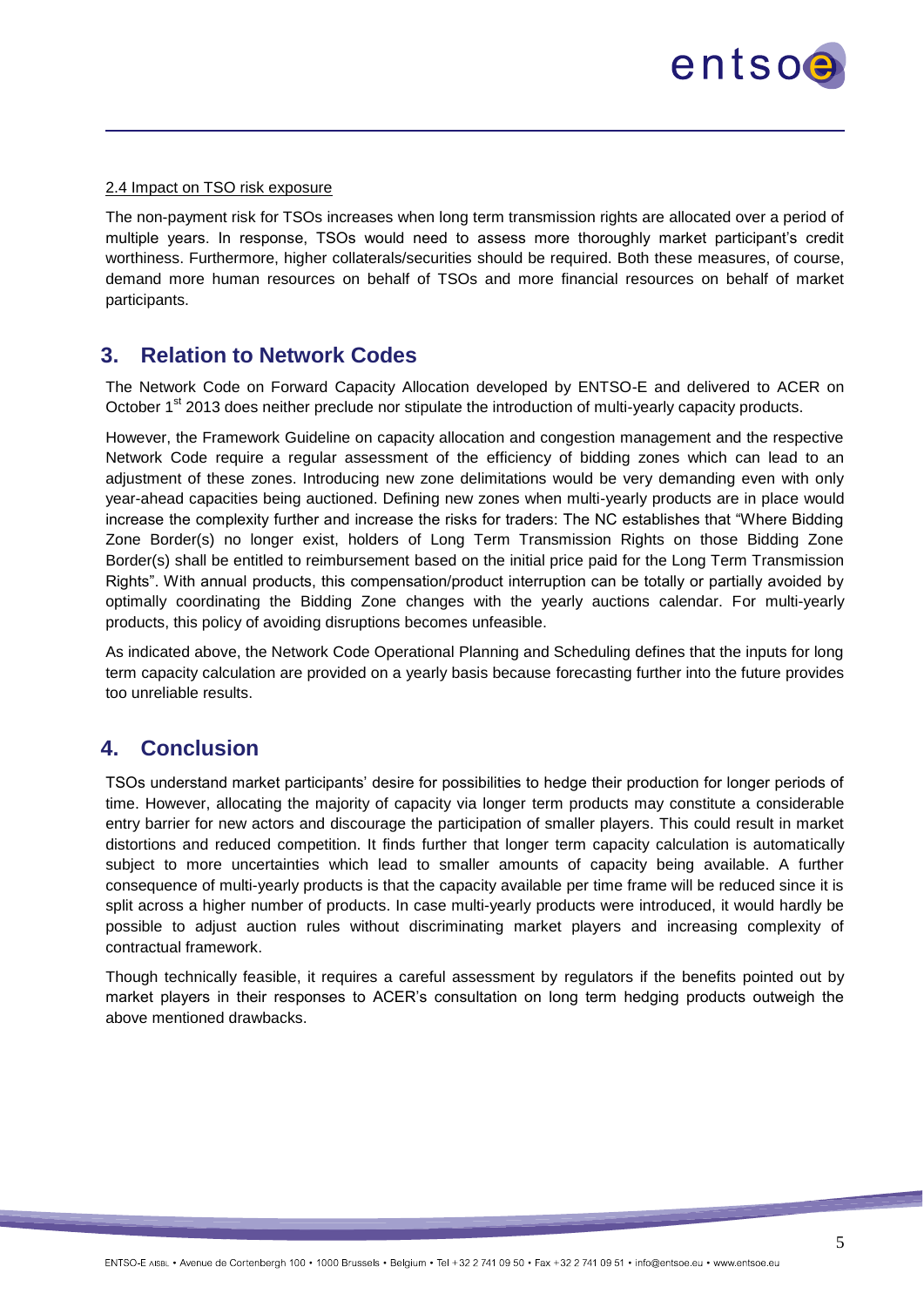2.4 Impact on TSO risk exposure

The non-payment risk for TSOs increases when long term transmission rights are allocated over a period of multiple years. In response, TSOs would need to assess more thoroughly market participant's credit worthiness. Furthermore, higher collaterals/securities should be required. Both these measures, of course, demand more human resources on behalf of TSOs and more financial resources on behalf of market participants.

## 3. Relation to Network Codes

The Network Code on Forward Capacity Allocation developed by ENTSO-E and delivered to ACER on October 1st 2013 does neither preclude nor stipulate the introduction of multi-yearly capacity products.

However, the Framework Guideline on capacity allocation and congestion management and the respective Network Code require a regular assessment of the efficiency of bidding zones which can lead to an adjustment of these zones. Introducing new zone delimitations would be very demanding even with only year-ahead capacities being auctioned. Defining new zones when multi-yearly products are in place would increase the complexity further and increase the risks for traders: The NC establishes that "Where Bidding Zone Border(s) no longer exist, holders of Long Term Transmission Rights on those Bidding Zone Border(s) shall be entitled to reimbursement based on the initial price paid for the Long Term Transmission Rights". With annual products, this compensation/product interruption can be totally or partially avoided by optimally coordinating the Bidding Zone changes with the yearly auctions calendar. For multi-yearly products, this policy of avoiding disruptions becomes unfeasible.

As indicated above, the Network Code Operational Planning and Scheduling defines that the inputs for long term capacity calculation are provided on a yearly basis because forecasting further into the future provides too unreliable results.

## 4. Conclusion

TSOs understand market participants' desire for possibilities to hedge their production for longer periods of time. However, allocating the majority of capacity via longer term products may constitute a considerable entry barrier for new actors and discourage the participation of smaller players. This could result in market distortions and reduced competition. It finds further that longer term capacity calculation is automatically subject to more uncertainties which lead to smaller amounts of capacity being available. A further consequence of multi-yearly products is that the capacity available per time frame will be reduced since it is split across a higher number of products. In case multi-yearly products were introduced, it would hardly be possible to adjust auction rules without discriminating market players and increasing complexity of contractual framework.

Though technically feasible, it requires a careful assessment by regulators if the benefits pointed out by market players in their responses to ACER's consultation on long term hedging products outweigh the above mentioned drawbacks.